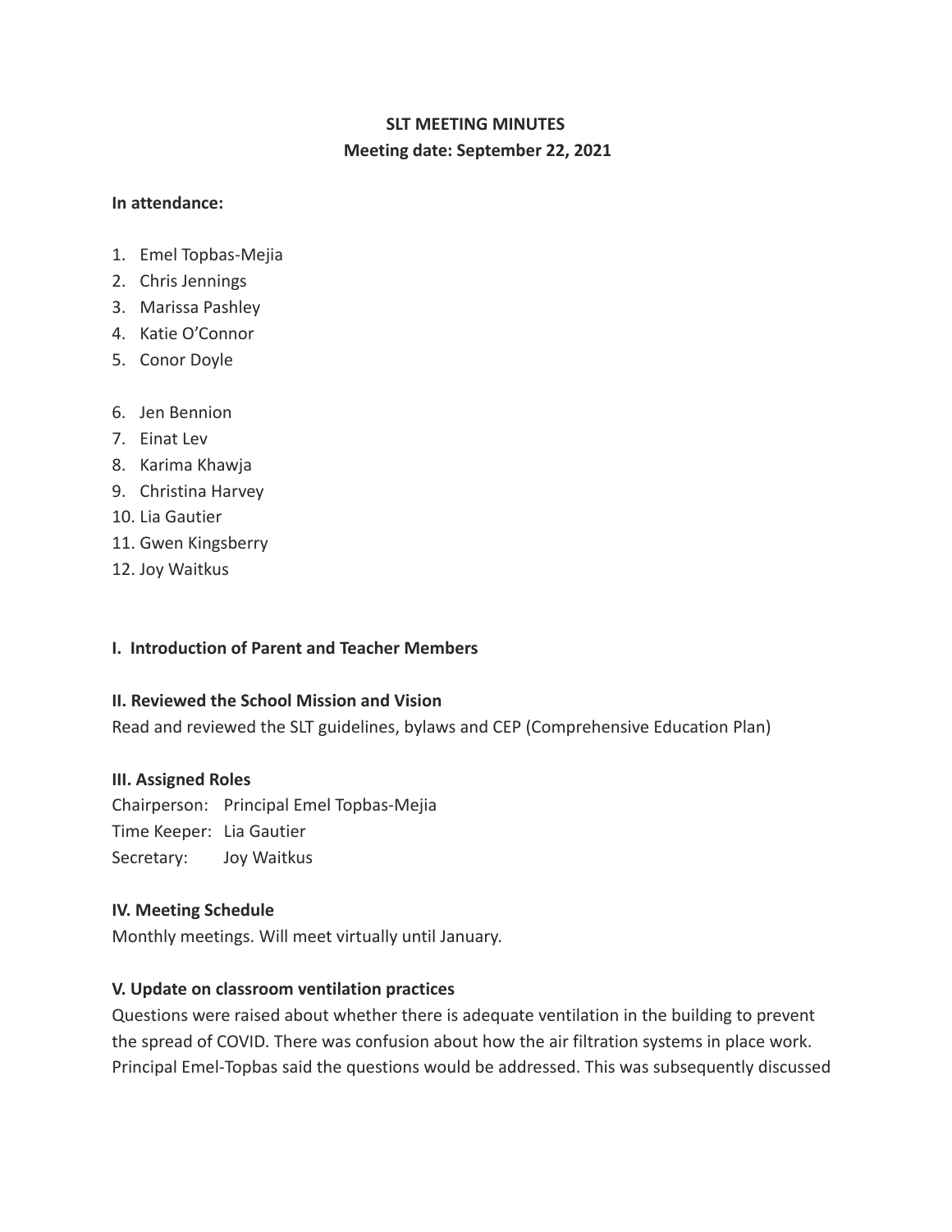**SLT MEETING MINUTES**
**Meeting date: September 22, 2021**

**In attendance:**

1. Emel Topbas-Mejia
2. Chris Jennings
3. Marissa Pashley
4. Katie O'Connor
5. Conor Doyle

6. Jen Bennion
7. Einat Lev
8. Karima Khawja
9. Christina Harvey
10. Lia Gautier
11. Gwen Kingsberry
12. Joy Waitkus

**I. Introduction of Parent and Teacher Members**

**II. Reviewed the School Mission and Vision**

Read and reviewed the SLT guidelines, bylaws and CEP (Comprehensive Education Plan)

**III. Assigned Roles**

Chairperson: Principal Emel Topbas-Mejia
Time Keeper: Lia Gautier
Secretary: Joy Waitkus

**IV. Meeting Schedule**

Monthly meetings. Will meet virtually until January.

**V. Update on classroom ventilation practices**

Questions were raised about whether there is adequate ventilation in the building to prevent the spread of COVID. There was confusion about how the air filtration systems in place work. Principal Emel-Topbas said the questions would be addressed. This was subsequently discussed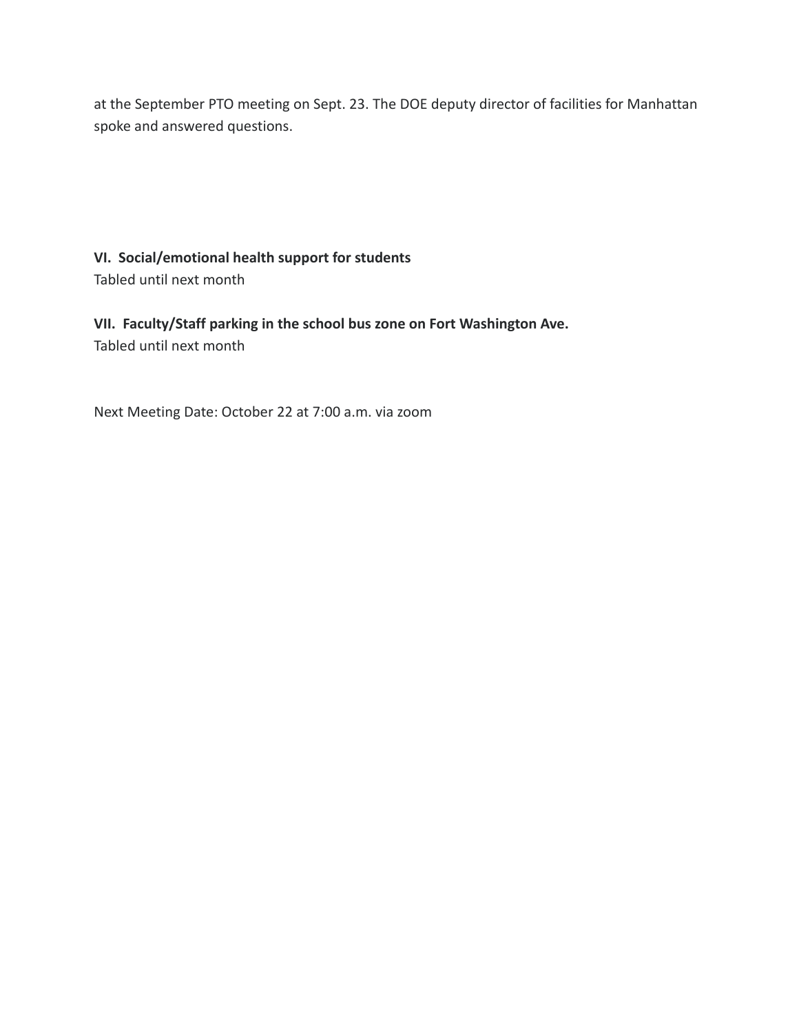at the September PTO meeting on Sept. 23. The DOE deputy director of facilities for Manhattan spoke and answered questions.

**VI. Social/emotional health support for students**
Tabled until next month

**VII. Faculty/Staff parking in the school bus zone on Fort Washington Ave.**
Tabled until next month

Next Meeting Date: October 22 at 7:00 a.m. via zoom